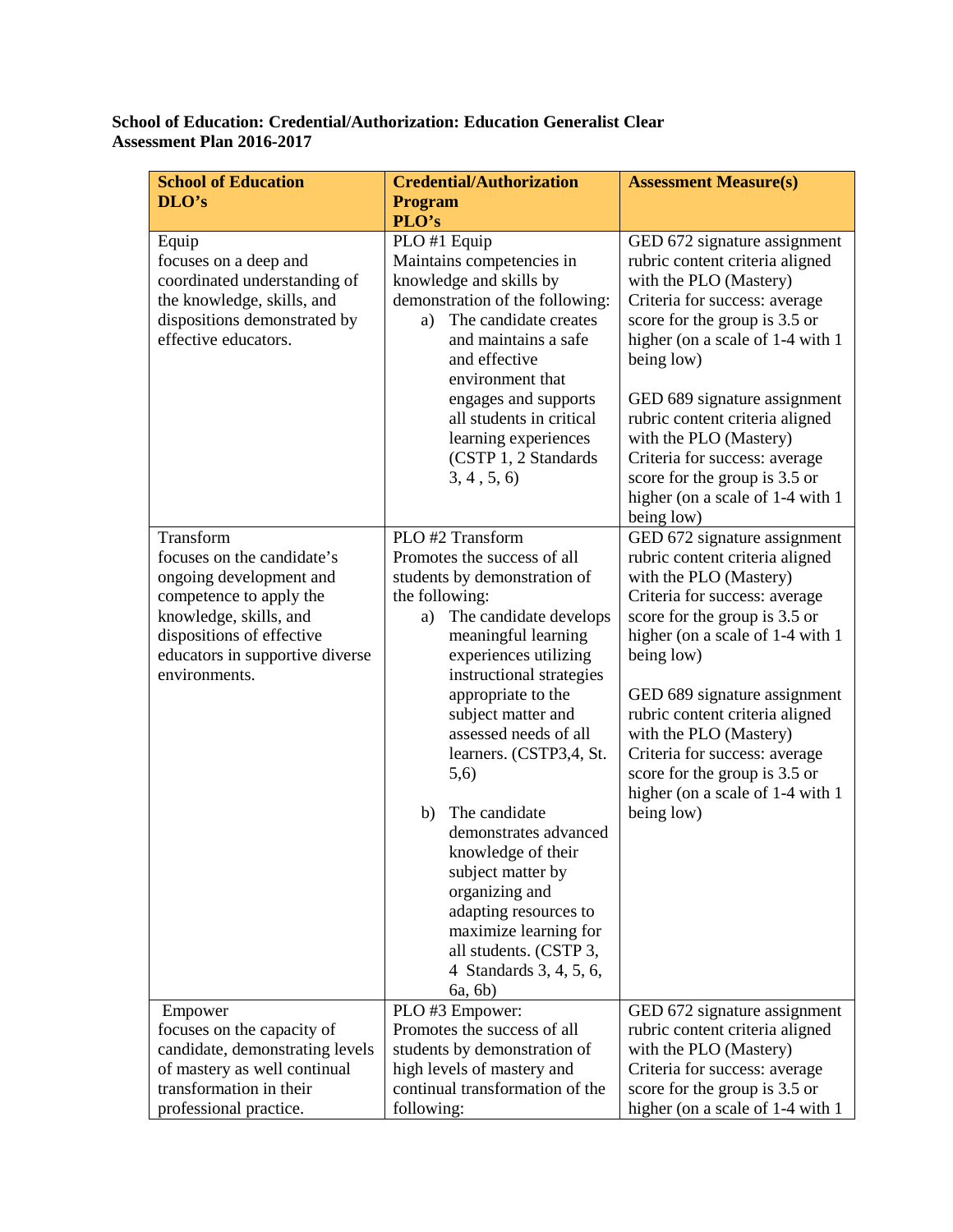**School of Education: Credential/Authorization: Education Generalist Clear**
**Assessment Plan 2016-2017**

| School of Education DLO's | Credential/Authorization Program PLO's | Assessment Measure(s) |
|---|---|---|
| Equip<br>focuses on a deep and coordinated understanding of the knowledge, skills, and dispositions demonstrated by effective educators. | PLO #1 Equip<br>Maintains competencies in knowledge and skills by demonstration of the following:<br>a) The candidate creates and maintains a safe and effective environment that engages and supports all students in critical learning experiences (CSTP 1, 2 Standards 3, 4 , 5, 6) | GED 672 signature assignment rubric content criteria aligned with the PLO (Mastery) Criteria for success: average score for the group is 3.5 or higher (on a scale of 1-4 with 1 being low)<br><br>GED 689 signature assignment rubric content criteria aligned with the PLO (Mastery) Criteria for success: average score for the group is 3.5 or higher (on a scale of 1-4 with 1 being low) |
| Transform<br>focuses on the candidate's ongoing development and competence to apply the knowledge, skills, and dispositions of effective educators in supportive diverse environments. | PLO #2 Transform<br>Promotes the success of all students by demonstration of the following:<br>a) The candidate develops meaningful learning experiences utilizing instructional strategies appropriate to the subject matter and assessed needs of all learners. (CSTP3,4, St. 5,6)<br><br>b) The candidate demonstrates advanced knowledge of their subject matter by organizing and adapting resources to maximize learning for all students. (CSTP 3, 4 Standards 3, 4, 5, 6, 6a, 6b) | GED 672 signature assignment rubric content criteria aligned with the PLO (Mastery) Criteria for success: average score for the group is 3.5 or higher (on a scale of 1-4 with 1 being low)<br><br>GED 689 signature assignment rubric content criteria aligned with the PLO (Mastery) Criteria for success: average score for the group is 3.5 or higher (on a scale of 1-4 with 1 being low) |
| Empower<br>focuses on the capacity of candidate, demonstrating levels of mastery as well continual transformation in their professional practice. | PLO #3 Empower:<br>Promotes the success of all students by demonstration of high levels of mastery and continual transformation of the following: | GED 672 signature assignment rubric content criteria aligned with the PLO (Mastery) Criteria for success: average score for the group is 3.5 or higher (on a scale of 1-4 with 1 |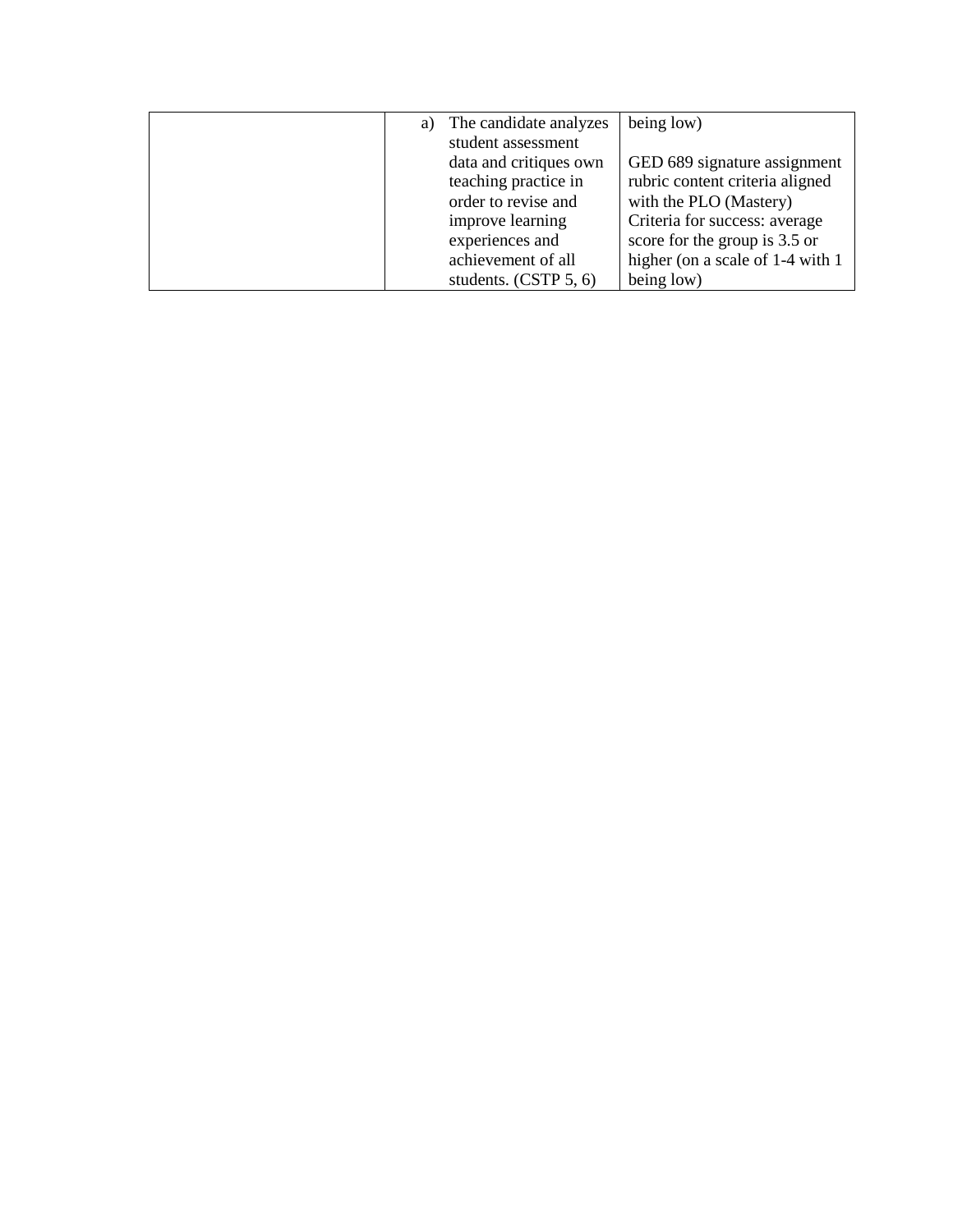| | | |
|---|---|---|
| | a) The candidate analyzes student assessment data and critiques own teaching practice in order to revise and improve learning experiences and achievement of all students. (CSTP 5, 6) | being low)<br><br>GED 689 signature assignment rubric content criteria aligned with the PLO (Mastery)<br>Criteria for success: average score for the group is 3.5 or higher (on a scale of 1-4 with 1 being low) |